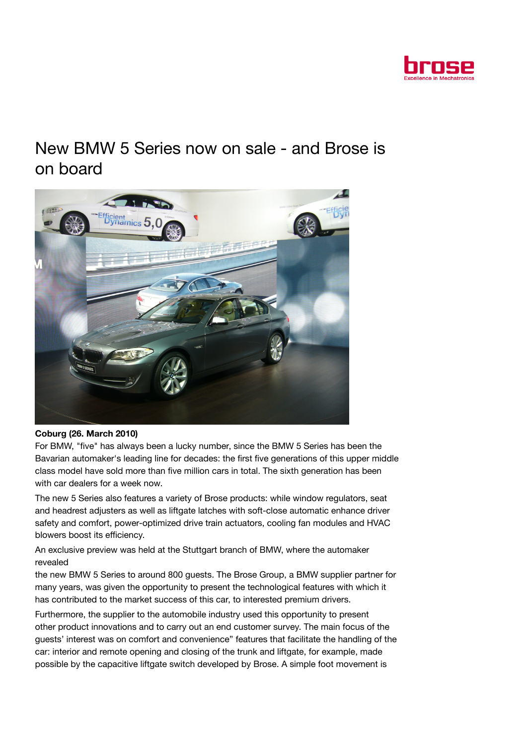# New BMW 5 Series now on sale - and Brose is on board

**Coburg (26. March 2010)**

For BMW, "five" has always been a lucky number, since the BMW 5 Series has been the Bavarian automaker's leading line for decades: the first five generations of this upper middle class model have sold more than five million cars in total. The sixth generation has been with car dealers for a week now.

The new 5 Series also features a variety of Brose products: while window regulators, seat and headrest adjusters as well as liftgate latches with soft-close automatic enhance driver safety and comfort, power-optimized drive train actuators, cooling fan modules and HVAC blowers boost its efficiency.

An exclusive preview was held at the Stuttgart branch of BMW, where the automaker revealed
the new BMW 5 Series to around 800 guests. The Brose Group, a BMW supplier partner for many years, was given the opportunity to present the technological features with which it has contributed to the market success of this car, to interested premium drivers.

Furthermore, the supplier to the automobile industry used this opportunity to present other product innovations and to carry out an end customer survey. The main focus of the guests' interest was on comfort and convenience" features that facilitate the handling of the car: interior and remote opening and closing of the trunk and liftgate, for example, made possible by the capacitive liftgate switch developed by Brose. A simple foot movement is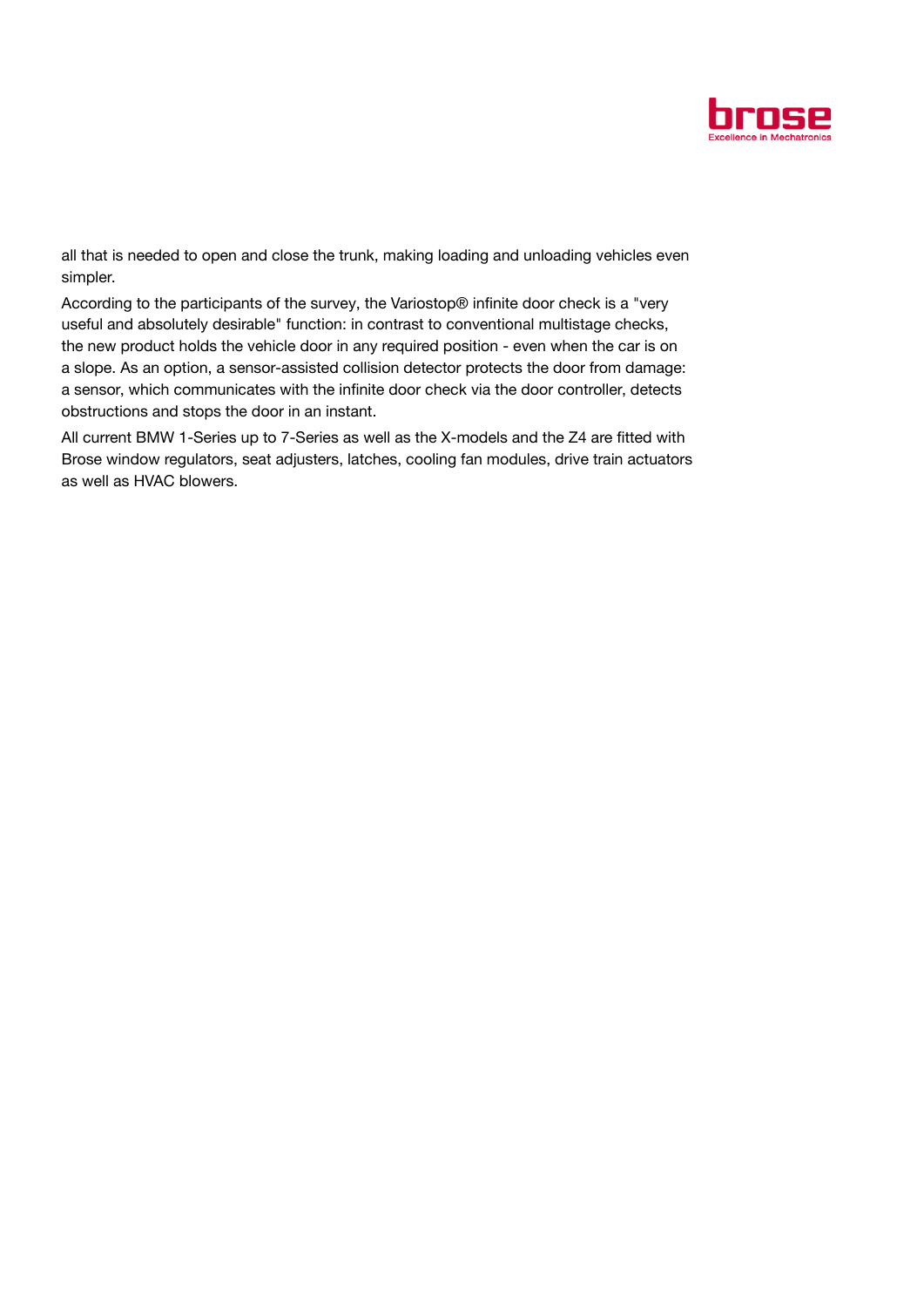all that is needed to open and close the trunk, making loading and unloading vehicles even simpler.

According to the participants of the survey, the Variostop® infinite door check is a "very useful and absolutely desirable" function: in contrast to conventional multistage checks, the new product holds the vehicle door in any required position - even when the car is on a slope. As an option, a sensor-assisted collision detector protects the door from damage: a sensor, which communicates with the infinite door check via the door controller, detects obstructions and stops the door in an instant.

All current BMW 1-Series up to 7-Series as well as the X-models and the Z4 are fitted with Brose window regulators, seat adjusters, latches, cooling fan modules, drive train actuators as well as HVAC blowers.